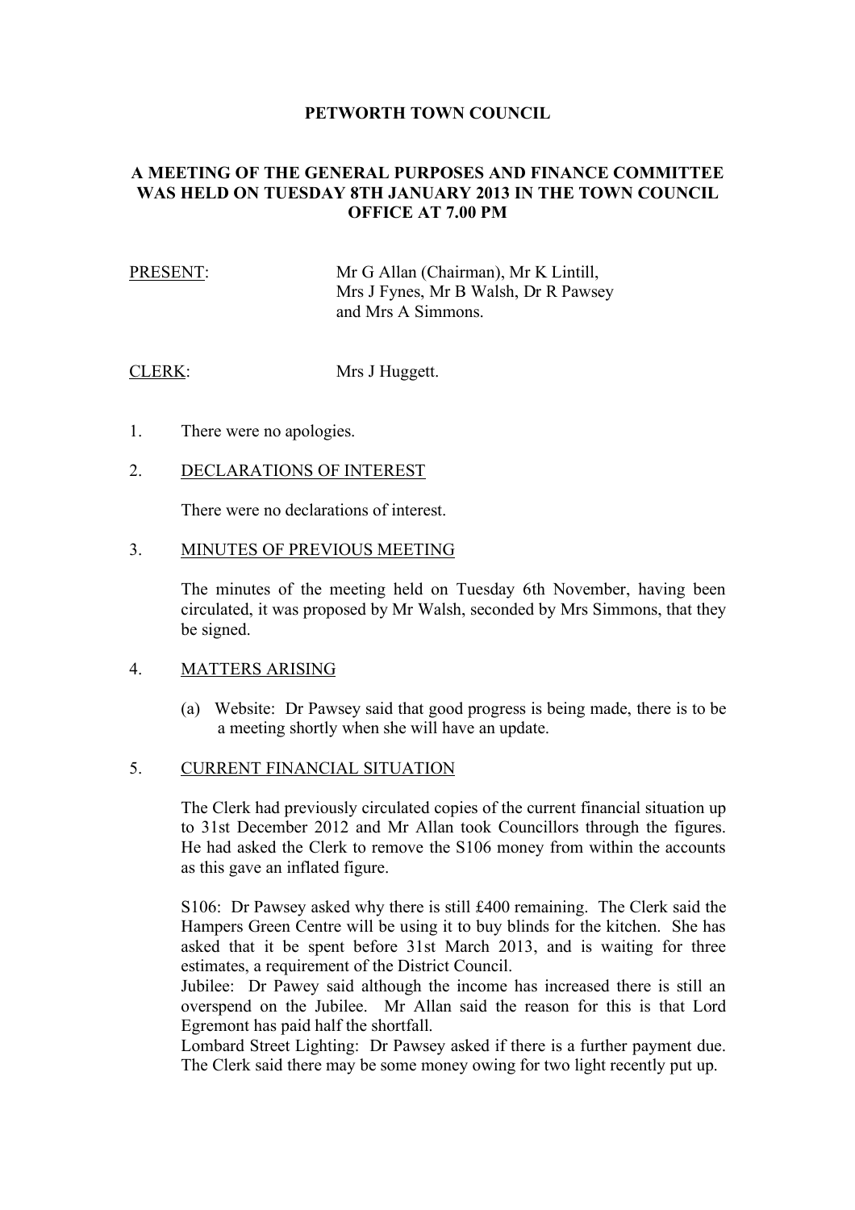# PETWORTH TOWN COUNCIL

## A MEETING OF THE GENERAL PURPOSES AND FINANCE COMMITTEE WAS HELD ON TUESDAY 8TH JANUARY 2013 IN THE TOWN COUNCIL OFFICE AT 7.00 PM

PRESENT: Mr G Allan (Chairman), Mr K Lintill, Mrs J Fynes, Mr B Walsh, Dr R Pawsey and Mrs A Simmons.

CLERK: Mrs J Huggett.

1. There were no apologies.

2. DECLARATIONS OF INTEREST

   There were no declarations of interest.

3. MINUTES OF PREVIOUS MEETING

   The minutes of the meeting held on Tuesday 6th November, having been circulated, it was proposed by Mr Walsh, seconded by Mrs Simmons, that they be signed.

4. MATTERS ARISING

   (a) Website: Dr Pawsey said that good progress is being made, there is to be a meeting shortly when she will have an update.

5. CURRENT FINANCIAL SITUATION

   The Clerk had previously circulated copies of the current financial situation up to 31st December 2012 and Mr Allan took Councillors through the figures. He had asked the Clerk to remove the S106 money from within the accounts as this gave an inflated figure.

   S106: Dr Pawsey asked why there is still £400 remaining. The Clerk said the Hampers Green Centre will be using it to buy blinds for the kitchen. She has asked that it be spent before 31st March 2013, and is waiting for three estimates, a requirement of the District Council.
   Jubilee: Dr Pawey said although the income has increased there is still an overspend on the Jubilee. Mr Allan said the reason for this is that Lord Egremont has paid half the shortfall.
   Lombard Street Lighting: Dr Pawsey asked if there is a further payment due. The Clerk said there may be some money owing for two light recently put up.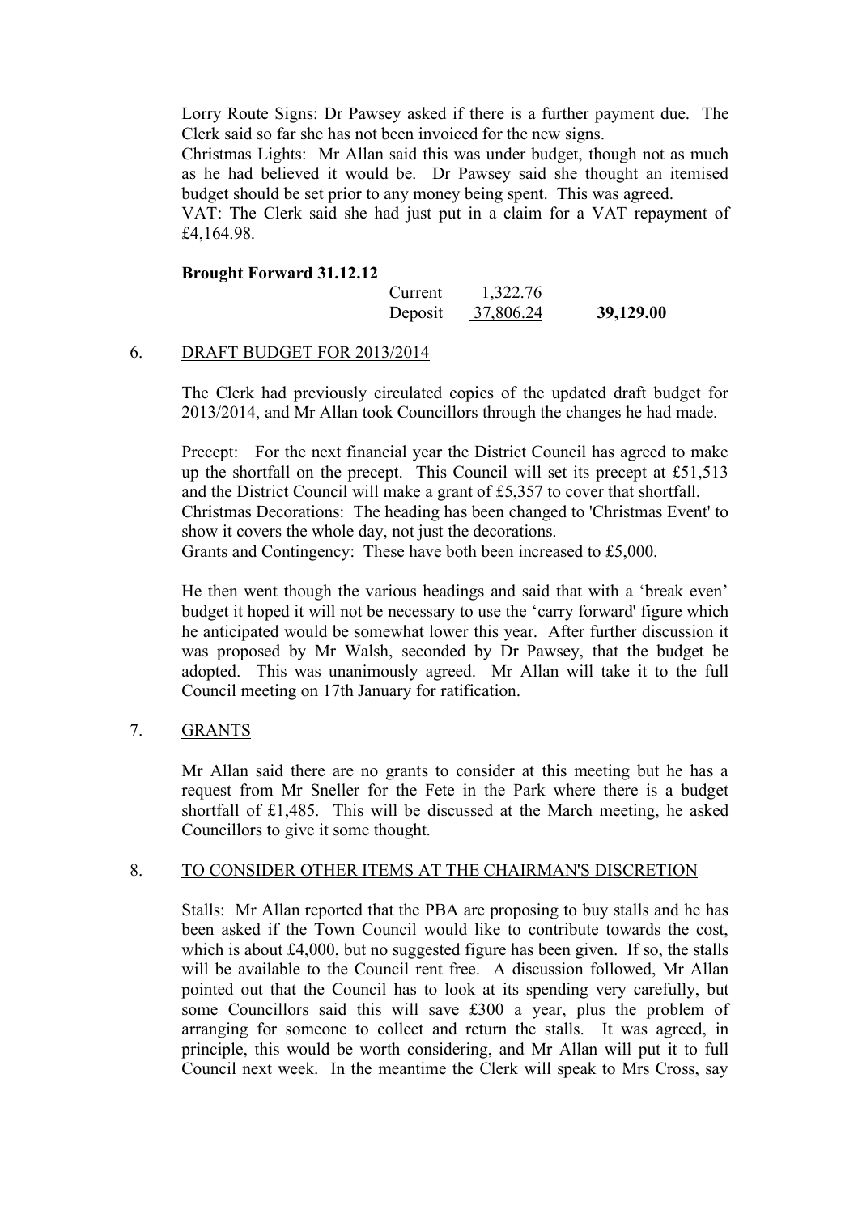Lorry Route Signs: Dr Pawsey asked if there is a further payment due. The Clerk said so far she has not been invoiced for the new signs.
Christmas Lights: Mr Allan said this was under budget, though not as much as he had believed it would be. Dr Pawsey said she thought an itemised budget should be set prior to any money being spent. This was agreed.
VAT: The Clerk said she had just put in a claim for a VAT repayment of £4,164.98.

**Brought Forward 31.12.12**

| | | |
|---|---|---|
| Current | 1,322.76 | |
| Deposit | 37,806.24 | **39,129.00** |

6. DRAFT BUDGET FOR 2013/2014

The Clerk had previously circulated copies of the updated draft budget for 2013/2014, and Mr Allan took Councillors through the changes he had made.

Precept: For the next financial year the District Council has agreed to make up the shortfall on the precept. This Council will set its precept at £51,513 and the District Council will make a grant of £5,357 to cover that shortfall.
Christmas Decorations: The heading has been changed to 'Christmas Event' to show it covers the whole day, not just the decorations.
Grants and Contingency: These have both been increased to £5,000.

He then went though the various headings and said that with a 'break even' budget it hoped it will not be necessary to use the 'carry forward' figure which he anticipated would be somewhat lower this year. After further discussion it was proposed by Mr Walsh, seconded by Dr Pawsey, that the budget be adopted. This was unanimously agreed. Mr Allan will take it to the full Council meeting on 17th January for ratification.

7. GRANTS

Mr Allan said there are no grants to consider at this meeting but he has a request from Mr Sneller for the Fete in the Park where there is a budget shortfall of £1,485. This will be discussed at the March meeting, he asked Councillors to give it some thought.

8. TO CONSIDER OTHER ITEMS AT THE CHAIRMAN'S DISCRETION

Stalls: Mr Allan reported that the PBA are proposing to buy stalls and he has been asked if the Town Council would like to contribute towards the cost, which is about £4,000, but no suggested figure has been given. If so, the stalls will be available to the Council rent free. A discussion followed, Mr Allan pointed out that the Council has to look at its spending very carefully, but some Councillors said this will save £300 a year, plus the problem of arranging for someone to collect and return the stalls. It was agreed, in principle, this would be worth considering, and Mr Allan will put it to full Council next week. In the meantime the Clerk will speak to Mrs Cross, say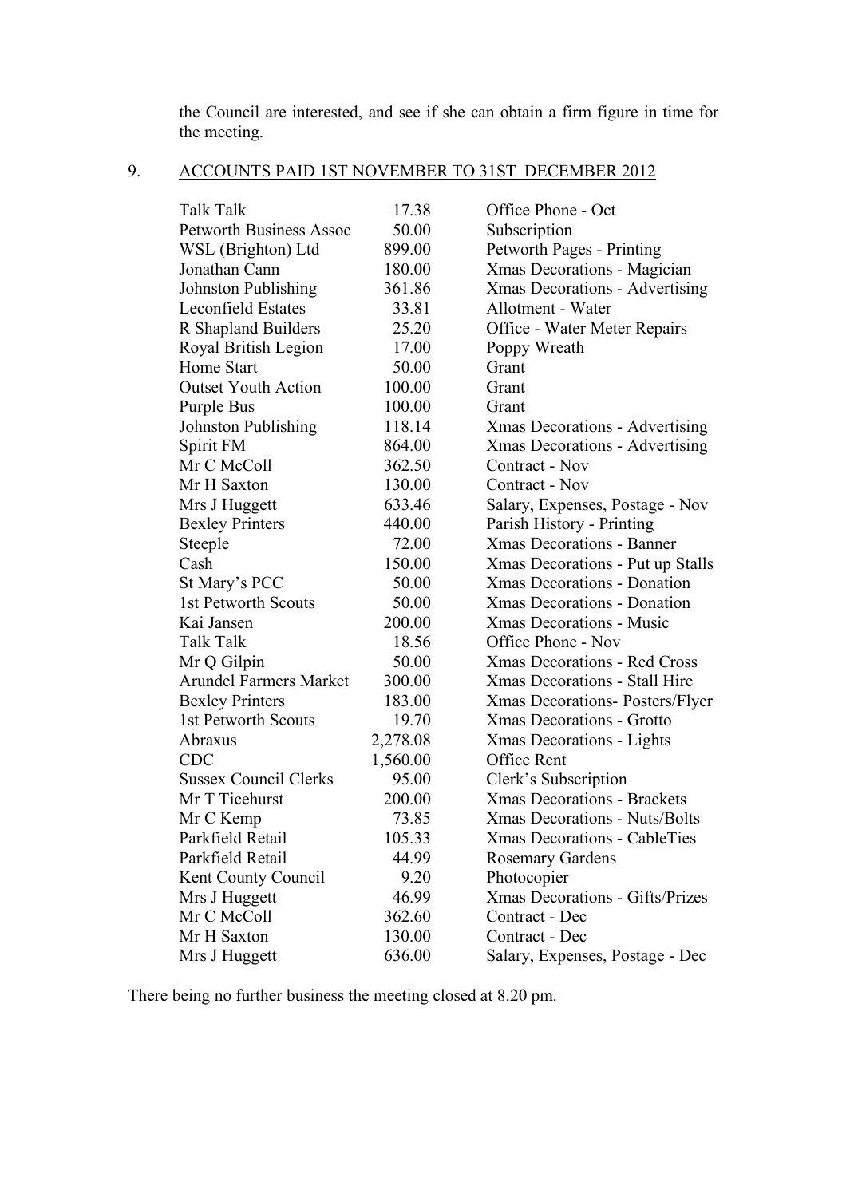the Council are interested, and see if she can obtain a firm figure in time for the meeting.

9. ACCOUNTS PAID 1ST NOVEMBER TO 31ST DECEMBER 2012

| | | |
|---|---|---|
| Talk Talk | 17.38 | Office Phone - Oct |
| Petworth Business Assoc | 50.00 | Subscription |
| WSL (Brighton) Ltd | 899.00 | Petworth Pages - Printing |
| Jonathan Cann | 180.00 | Xmas Decorations - Magician |
| Johnston Publishing | 361.86 | Xmas Decorations - Advertising |
| Leconfield Estates | 33.81 | Allotment - Water |
| R Shapland Builders | 25.20 | Office - Water Meter Repairs |
| Royal British Legion | 17.00 | Poppy Wreath |
| Home Start | 50.00 | Grant |
| Outset Youth Action | 100.00 | Grant |
| Purple Bus | 100.00 | Grant |
| Johnston Publishing | 118.14 | Xmas Decorations - Advertising |
| Spirit FM | 864.00 | Xmas Decorations - Advertising |
| Mr C McColl | 362.50 | Contract - Nov |
| Mr H Saxton | 130.00 | Contract - Nov |
| Mrs J Huggett | 633.46 | Salary, Expenses, Postage - Nov |
| Bexley Printers | 440.00 | Parish History - Printing |
| Steeple | 72.00 | Xmas Decorations - Banner |
| Cash | 150.00 | Xmas Decorations - Put up Stalls |
| St Mary's PCC | 50.00 | Xmas Decorations - Donation |
| 1st Petworth Scouts | 50.00 | Xmas Decorations - Donation |
| Kai Jansen | 200.00 | Xmas Decorations - Music |
| Talk Talk | 18.56 | Office Phone - Nov |
| Mr Q Gilpin | 50.00 | Xmas Decorations - Red Cross |
| Arundel Farmers Market | 300.00 | Xmas Decorations - Stall Hire |
| Bexley Printers | 183.00 | Xmas Decorations- Posters/Flyer |
| 1st Petworth Scouts | 19.70 | Xmas Decorations - Grotto |
| Abraxus | 2,278.08 | Xmas Decorations - Lights |
| CDC | 1,560.00 | Office Rent |
| Sussex Council Clerks | 95.00 | Clerk's Subscription |
| Mr T Ticehurst | 200.00 | Xmas Decorations - Brackets |
| Mr C Kemp | 73.85 | Xmas Decorations - Nuts/Bolts |
| Parkfield Retail | 105.33 | Xmas Decorations - CableTies |
| Parkfield Retail | 44.99 | Rosemary Gardens |
| Kent County Council | 9.20 | Photocopier |
| Mrs J Huggett | 46.99 | Xmas Decorations - Gifts/Prizes |
| Mr C McColl | 362.60 | Contract - Dec |
| Mr H Saxton | 130.00 | Contract - Dec |
| Mrs J Huggett | 636.00 | Salary, Expenses, Postage - Dec |

There being no further business the meeting closed at 8.20 pm.